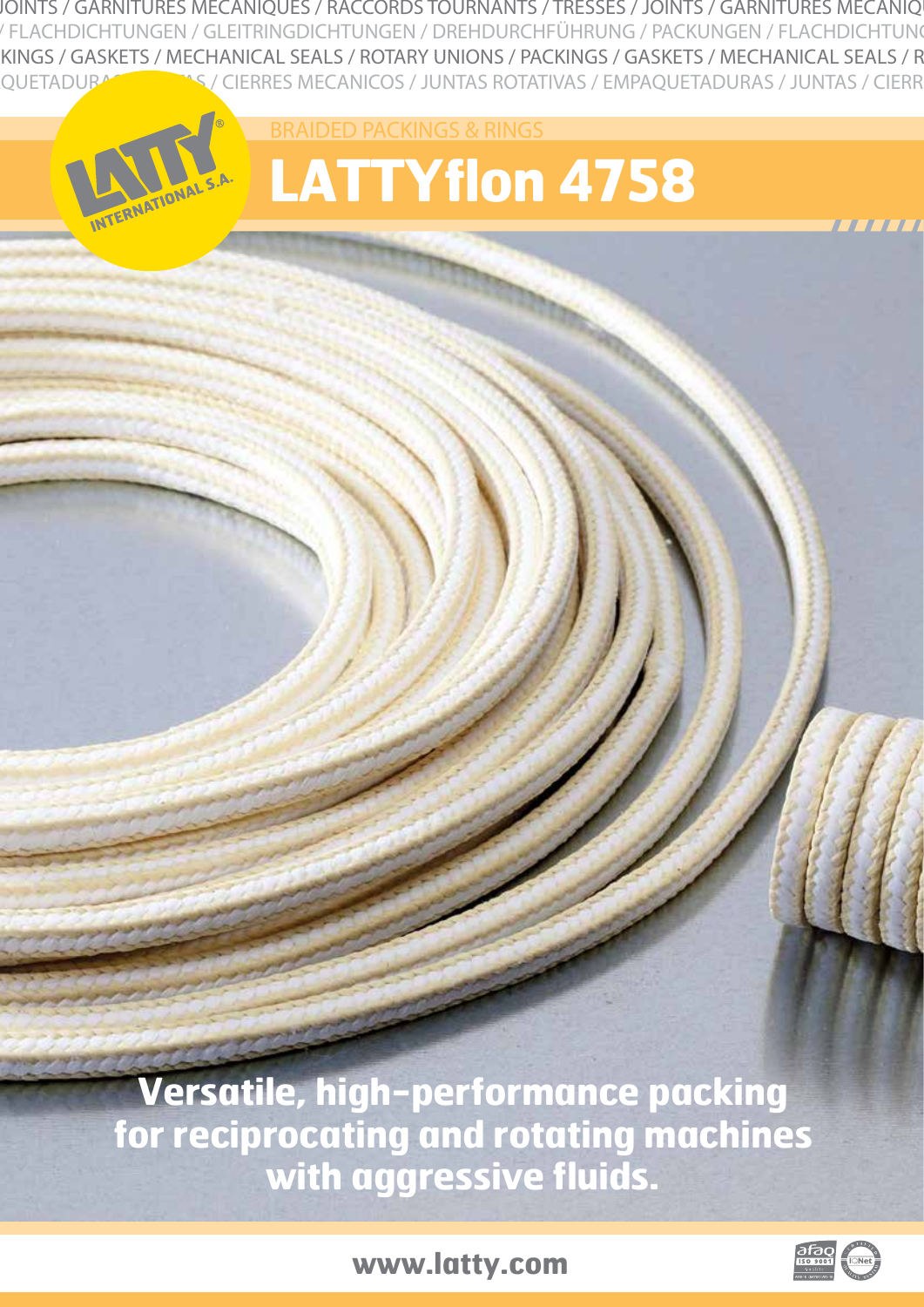JOINTS / GARNITURES MECANIQUES / RACCORDS TOURNANTS / TRESSES / JOINTS / GARNITURES MECANIQ
/ FLACHDICHTUNGEN / GLEITRINGDICHTUNGEN / DREHDURCHFÜHRUNG / PACKUNGEN / FLACHDICHTUNG
KINGS / GASKETS / MECHANICAL SEALS / ROTARY UNIONS / PACKINGS / GASKETS / MECHANICAL SEALS / R
QUETADURAS / JUNTAS / CIERRES MECANICOS / JUNTAS ROTATIVAS / EMPAQUETADURAS / JUNTAS / CIERR

LATTY INTERNATIONAL S.A.

BRAIDED PACKINGS & RINGS

# LATTYflon 4758

**Versatile, high-performance packing for reciprocating and rotating machines with aggressive fluids.**

**www.latty.com**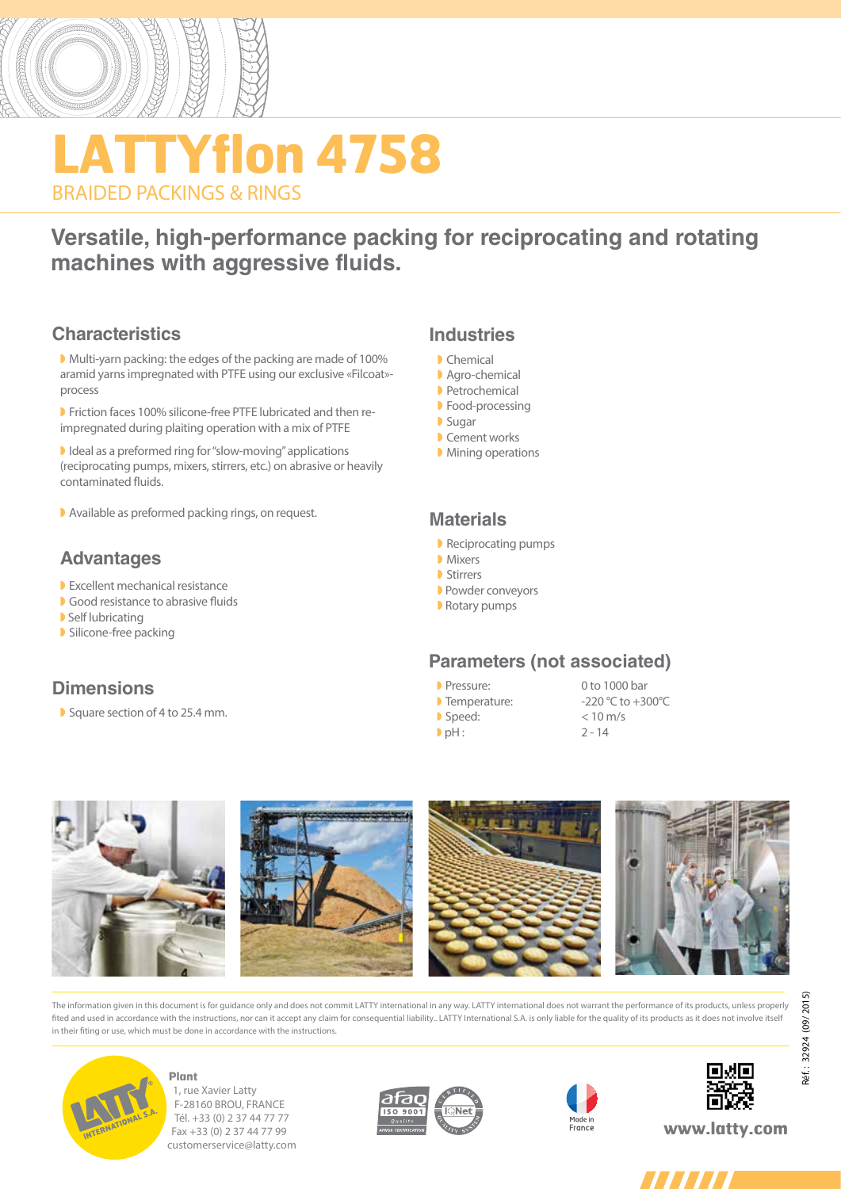# LATTYflon 4758

BRAIDED PACKINGS & RINGS

## Versatile, high-performance packing for reciprocating and rotating machines with aggressive fluids.

### Characteristics

- Multi-yarn packing: the edges of the packing are made of 100% aramid yarns impregnated with PTFE using our exclusive «Filcoat»-process
- Friction faces 100% silicone-free PTFE lubricated and then re-impregnated during plaiting operation with a mix of PTFE
- Ideal as a preformed ring for "slow-moving" applications (reciprocating pumps, mixers, stirrers, etc.) on abrasive or heavily contaminated fluids.
- Available as preformed packing rings, on request.

### Advantages

- Excellent mechanical resistance
- Good resistance to abrasive fluids
- Self lubricating
- Silicone-free packing

### Dimensions

- Square section of 4 to 25.4 mm.

### Industries

- Chemical
- Agro-chemical
- Petrochemical
- Food-processing
- Sugar
- Cement works
- Mining operations

### Materials

- Reciprocating pumps
- Mixers
- Stirrers
- Powder conveyors
- Rotary pumps

### Parameters (not associated)

| | |
|---|---|
| Pressure: | 0 to 1000 bar |
| Temperature: | -220 °C to +300°C |
| Speed: | < 10 m/s |
| pH : | 2 - 14 |

The information given in this document is for guidance only and does not commit LATTY international in any way. LATTY international does not warrant the performance of its products, unless properly fited and used in accordance with the instructions, nor can it accept any claim for consequential liability.. LATTY International S.A. is only liable for the quality of its products as it does not involve itself in their fiting or use, which must be done in accordance with the instructions.

**Plant**
1, rue Xavier Latty
F-28160 BROU, FRANCE
Tél. +33 (0) 2 37 44 77 77
Fax +33 (0) 2 37 44 77 99
customerservice@latty.com

Made in France

www.latty.com

Réf. : 32924 (09/ 2015)